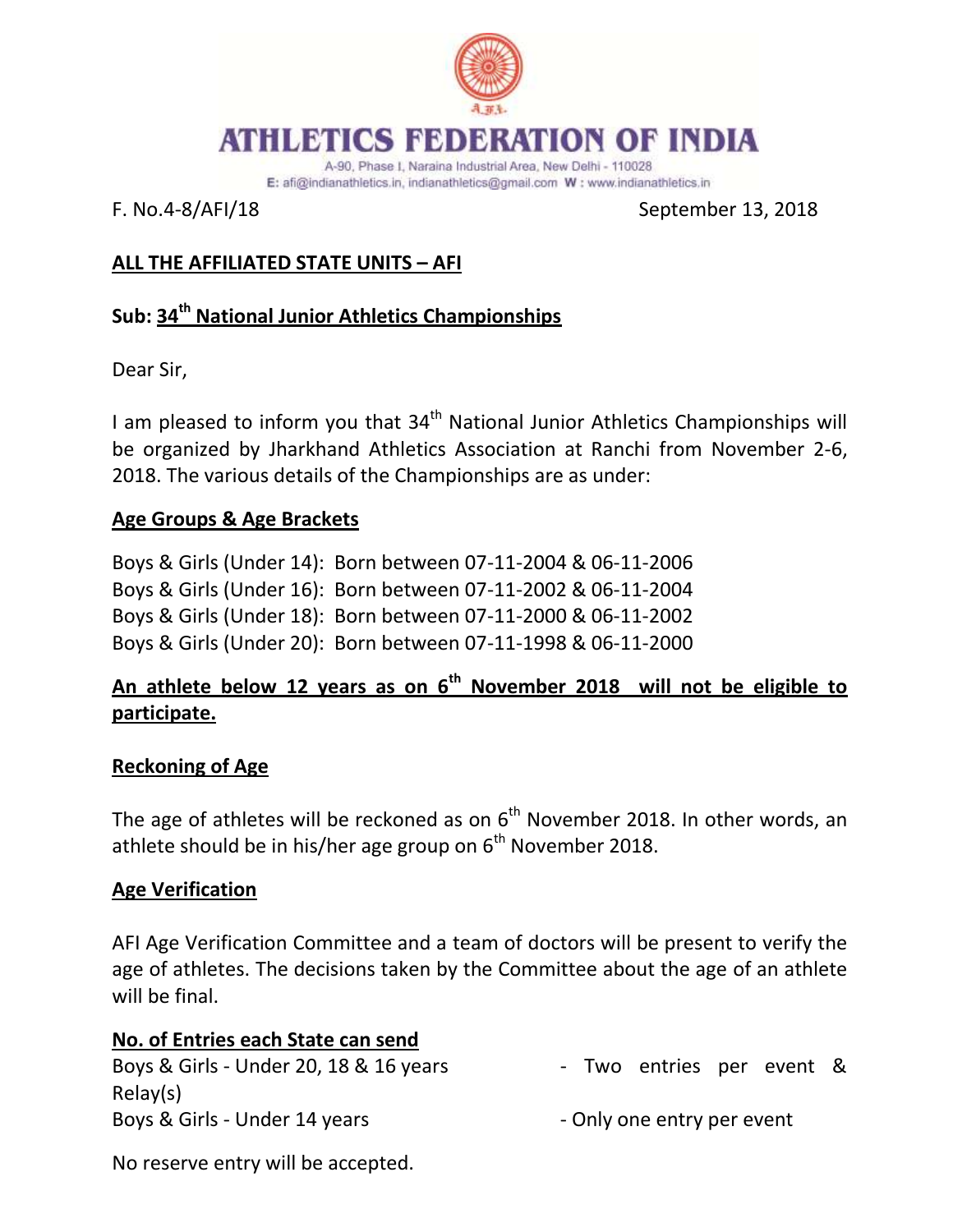# ATHLETICS FEDERATION OF INDIA

A-90, Phase I, Naraina Industrial Area, New Delhi - 110028
E: afi@indianathletics.in, indianathletics@gmail.com W : www.indianathletics.in

F. No.4-8/AFI/18 September 13, 2018

**ALL THE AFFILIATED STATE UNITS – AFI**

**Sub: 34th National Junior Athletics Championships**

Dear Sir,

I am pleased to inform you that 34th National Junior Athletics Championships will be organized by Jharkhand Athletics Association at Ranchi from November 2-6, 2018. The various details of the Championships are as under:

**Age Groups & Age Brackets**

Boys & Girls (Under 14): Born between 07-11-2004 & 06-11-2006
Boys & Girls (Under 16): Born between 07-11-2002 & 06-11-2004
Boys & Girls (Under 18): Born between 07-11-2000 & 06-11-2002
Boys & Girls (Under 20): Born between 07-11-1998 & 06-11-2000

**An athlete below 12 years as on 6th November 2018 will not be eligible to participate.**

**Reckoning of Age**

The age of athletes will be reckoned as on 6th November 2018. In other words, an athlete should be in his/her age group on 6th November 2018.

**Age Verification**

AFI Age Verification Committee and a team of doctors will be present to verify the age of athletes. The decisions taken by the Committee about the age of an athlete will be final.

**No. of Entries each State can send**

Boys & Girls - Under 20, 18 & 16 years - Two entries per event & Relay(s)
Boys & Girls - Under 14 years - Only one entry per event

No reserve entry will be accepted.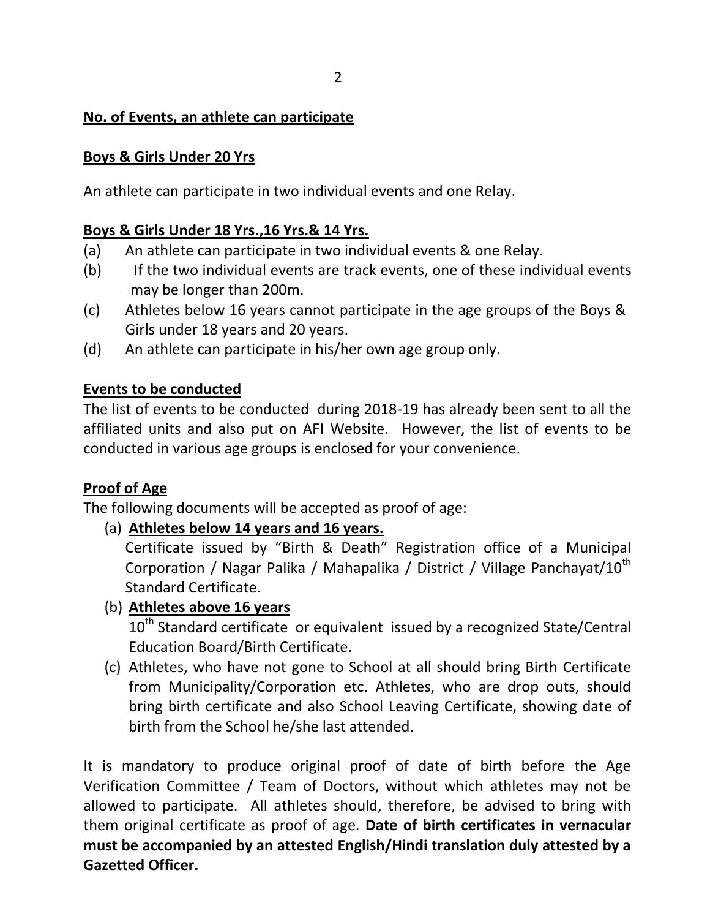**No. of Events, an athlete can participate**

**Boys & Girls Under 20 Yrs**

An athlete can participate in two individual events and one Relay.

**Boys & Girls Under 18 Yrs.,16 Yrs.& 14 Yrs.**

(a) An athlete can participate in two individual events & one Relay.
(b) If the two individual events are track events, one of these individual events may be longer than 200m.
(c) Athletes below 16 years cannot participate in the age groups of the Boys & Girls under 18 years and 20 years.
(d) An athlete can participate in his/her own age group only.

**Events to be conducted**

The list of events to be conducted during 2018-19 has already been sent to all the affiliated units and also put on AFI Website. However, the list of events to be conducted in various age groups is enclosed for your convenience.

**Proof of Age**

The following documents will be accepted as proof of age:

(a) **Athletes below 14 years and 16 years.**
Certificate issued by "Birth & Death" Registration office of a Municipal Corporation / Nagar Palika / Mahapalika / District / Village Panchayat/10th Standard Certificate.

(b) **Athletes above 16 years**
10th Standard certificate or equivalent issued by a recognized State/Central Education Board/Birth Certificate.

(c) Athletes, who have not gone to School at all should bring Birth Certificate from Municipality/Corporation etc. Athletes, who are drop outs, should bring birth certificate and also School Leaving Certificate, showing date of birth from the School he/she last attended.

It is mandatory to produce original proof of date of birth before the Age Verification Committee / Team of Doctors, without which athletes may not be allowed to participate. All athletes should, therefore, be advised to bring with them original certificate as proof of age. **Date of birth certificates in vernacular must be accompanied by an attested English/Hindi translation duly attested by a Gazetted Officer.**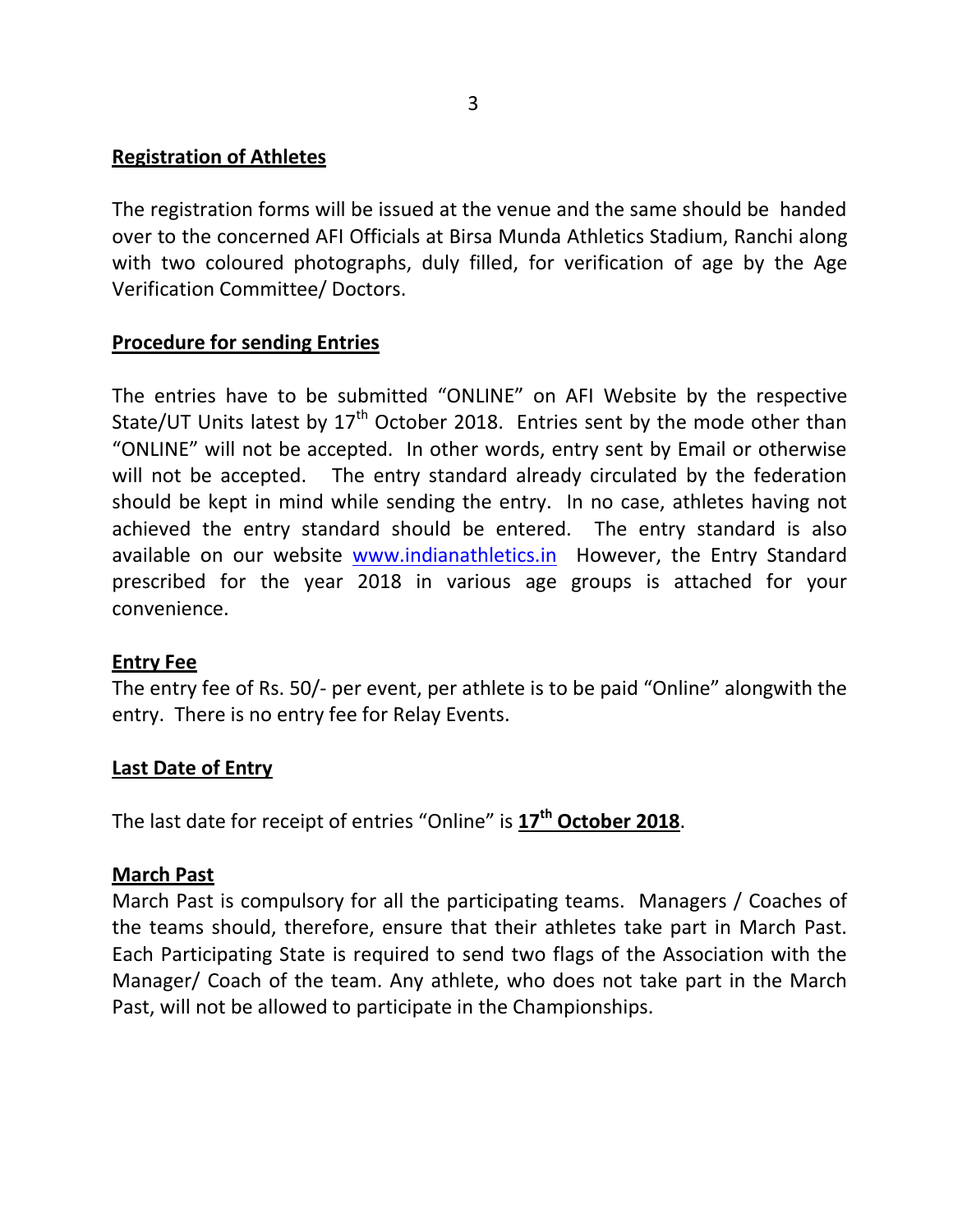## Registration of Athletes

The registration forms will be issued at the venue and the same should be handed over to the concerned AFI Officials at Birsa Munda Athletics Stadium, Ranchi along with two coloured photographs, duly filled, for verification of age by the Age Verification Committee/ Doctors.

## Procedure for sending Entries

The entries have to be submitted "ONLINE" on AFI Website by the respective State/UT Units latest by 17th October 2018. Entries sent by the mode other than "ONLINE" will not be accepted. In other words, entry sent by Email or otherwise will not be accepted. The entry standard already circulated by the federation should be kept in mind while sending the entry. In no case, athletes having not achieved the entry standard should be entered. The entry standard is also available on our website [www.indianathletics.in](http://www.indianathletics.in) However, the Entry Standard prescribed for the year 2018 in various age groups is attached for your convenience.

## Entry Fee

The entry fee of Rs. 50/- per event, per athlete is to be paid "Online" alongwith the entry. There is no entry fee for Relay Events.

## Last Date of Entry

The last date for receipt of entries "Online" is **17th October 2018**.

## March Past

March Past is compulsory for all the participating teams. Managers / Coaches of the teams should, therefore, ensure that their athletes take part in March Past. Each Participating State is required to send two flags of the Association with the Manager/ Coach of the team. Any athlete, who does not take part in the March Past, will not be allowed to participate in the Championships.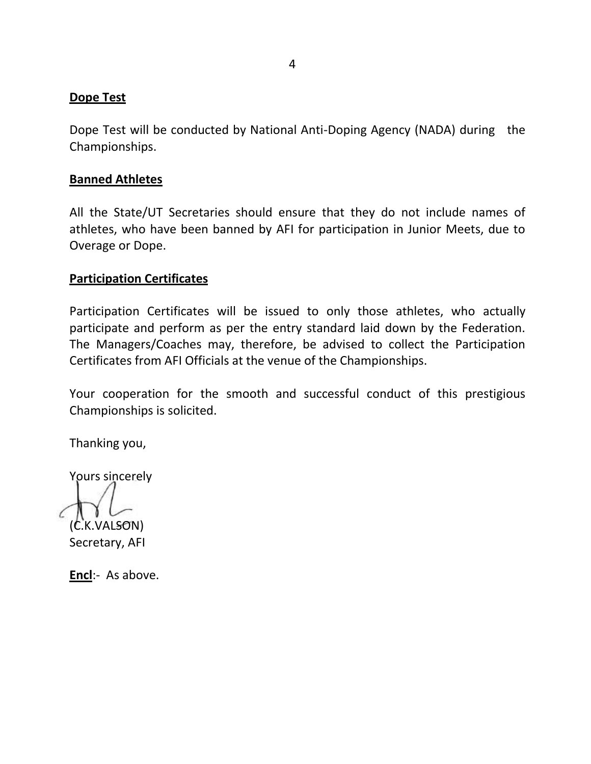**Dope Test**

Dope Test will be conducted by National Anti-Doping Agency (NADA) during the Championships.

**Banned Athletes**

All the State/UT Secretaries should ensure that they do not include names of athletes, who have been banned by AFI for participation in Junior Meets, due to Overage or Dope.

**Participation Certificates**

Participation Certificates will be issued to only those athletes, who actually participate and perform as per the entry standard laid down by the Federation. The Managers/Coaches may, therefore, be advised to collect the Participation Certificates from AFI Officials at the venue of the Championships.

Your cooperation for the smooth and successful conduct of this prestigious Championships is solicited.

Thanking you,

Yours sincerely

(C.K.VALSON)
Secretary, AFI

**Encl**:- As above.